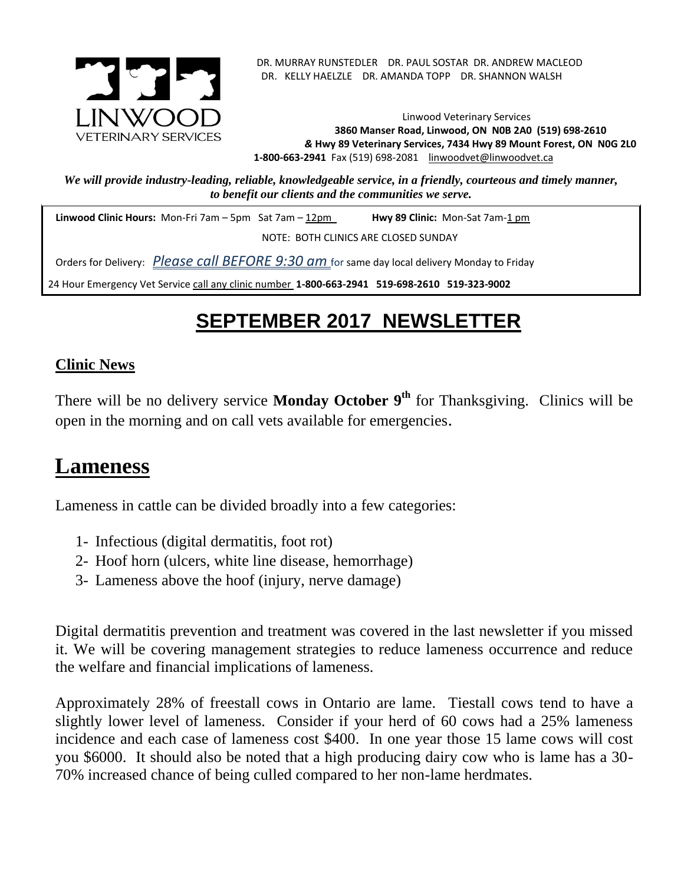DR. MURRAY RUNSTEDLER DR. PAUL SOSTAR DR. ANDREW MACLEOD
DR. KELLY HAELZLE DR. AMANDA TOPP DR. SHANNON WALSH

LINWOOD
VETERINARY SERVICES

Linwood Veterinary Services
**3860 Manser Road, Linwood, ON N0B 2A0 (519) 698-2610**
**& Hwy 89 Veterinary Services, 7434 Hwy 89 Mount Forest, ON N0G 2L0**
**1-800-663-2941** Fax (519) 698-2081 linwoodvet@linwoodvet.ca

***We will provide industry-leading, reliable, knowledgeable service, in a friendly, courteous and timely manner, to benefit our clients and the communities we serve.***

**Linwood Clinic Hours:** Mon-Fri 7am – 5pm Sat 7am – 12pm **Hwy 89 Clinic:** Mon-Sat 7am-1 pm

NOTE: BOTH CLINICS ARE CLOSED SUNDAY

Orders for Delivery: *Please call BEFORE 9:30 am* for same day local delivery Monday to Friday

24 Hour Emergency Vet Service call any clinic number **1-800-663-2941 519-698-2610 519-323-9002**

# SEPTEMBER 2017 NEWSLETTER

**Clinic News**

There will be no delivery service **Monday October 9th** for Thanksgiving. Clinics will be open in the morning and on call vets available for emergencies.

## Lameness

Lameness in cattle can be divided broadly into a few categories:

1- Infectious (digital dermatitis, foot rot)
2- Hoof horn (ulcers, white line disease, hemorrhage)
3- Lameness above the hoof (injury, nerve damage)

Digital dermatitis prevention and treatment was covered in the last newsletter if you missed it. We will be covering management strategies to reduce lameness occurrence and reduce the welfare and financial implications of lameness.

Approximately 28% of freestall cows in Ontario are lame. Tiestall cows tend to have a slightly lower level of lameness. Consider if your herd of 60 cows had a 25% lameness incidence and each case of lameness cost $400. In one year those 15 lame cows will cost you $6000. It should also be noted that a high producing dairy cow who is lame has a 30-70% increased chance of being culled compared to her non-lame herdmates.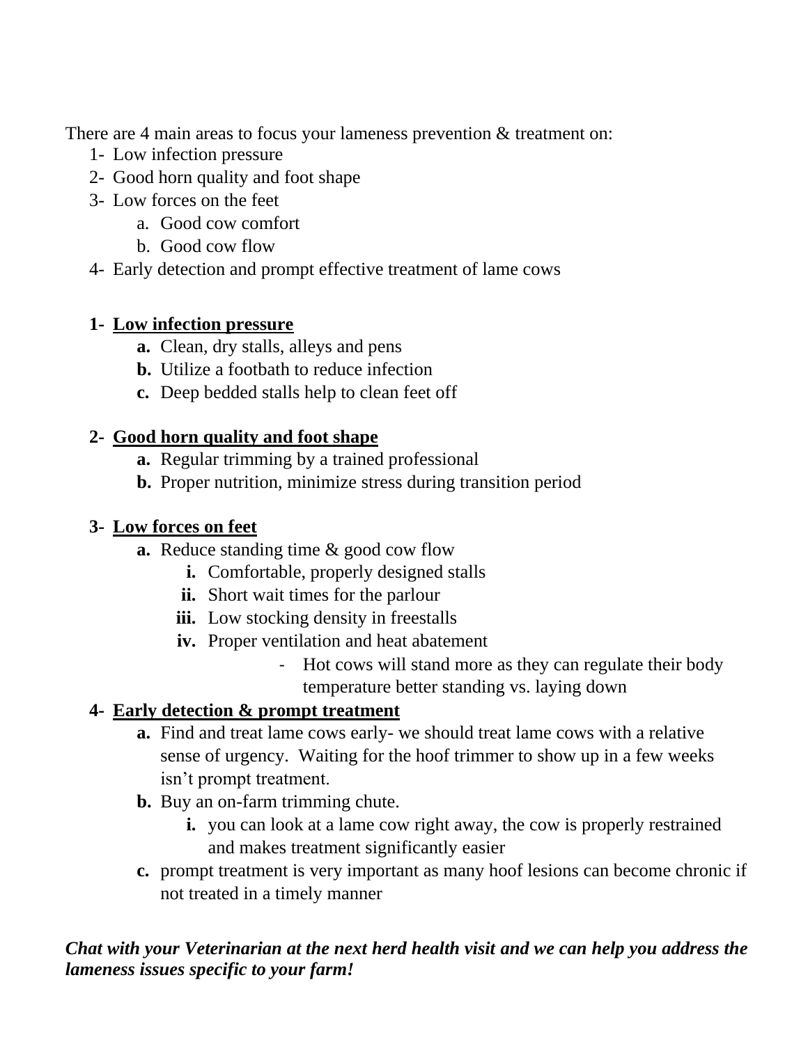There are 4 main areas to focus your lameness prevention & treatment on:

1- Low infection pressure
2- Good horn quality and foot shape
3- Low forces on the feet
    a. Good cow comfort
    b. Good cow flow
4- Early detection and prompt effective treatment of lame cows

**1- <u>Low infection pressure</u>**

- **a.** Clean, dry stalls, alleys and pens
- **b.** Utilize a footbath to reduce infection
- **c.** Deep bedded stalls help to clean feet off

**2- <u>Good horn quality and foot shape</u>**

- **a.** Regular trimming by a trained professional
- **b.** Proper nutrition, minimize stress during transition period

**3- <u>Low forces on feet</u>**

- **a.** Reduce standing time & good cow flow
    - **i.** Comfortable, properly designed stalls
    - **ii.** Short wait times for the parlour
    - **iii.** Low stocking density in freestalls
    - **iv.** Proper ventilation and heat abatement
        - Hot cows will stand more as they can regulate their body temperature better standing vs. laying down

**4- <u>Early detection & prompt treatment</u>**

- **a.** Find and treat lame cows early- we should treat lame cows with a relative sense of urgency. Waiting for the hoof trimmer to show up in a few weeks isn't prompt treatment.
- **b.** Buy an on-farm trimming chute.
    - **i.** you can look at a lame cow right away, the cow is properly restrained and makes treatment significantly easier
- **c.** prompt treatment is very important as many hoof lesions can become chronic if not treated in a timely manner

***Chat with your Veterinarian at the next herd health visit and we can help you address the lameness issues specific to your farm!***